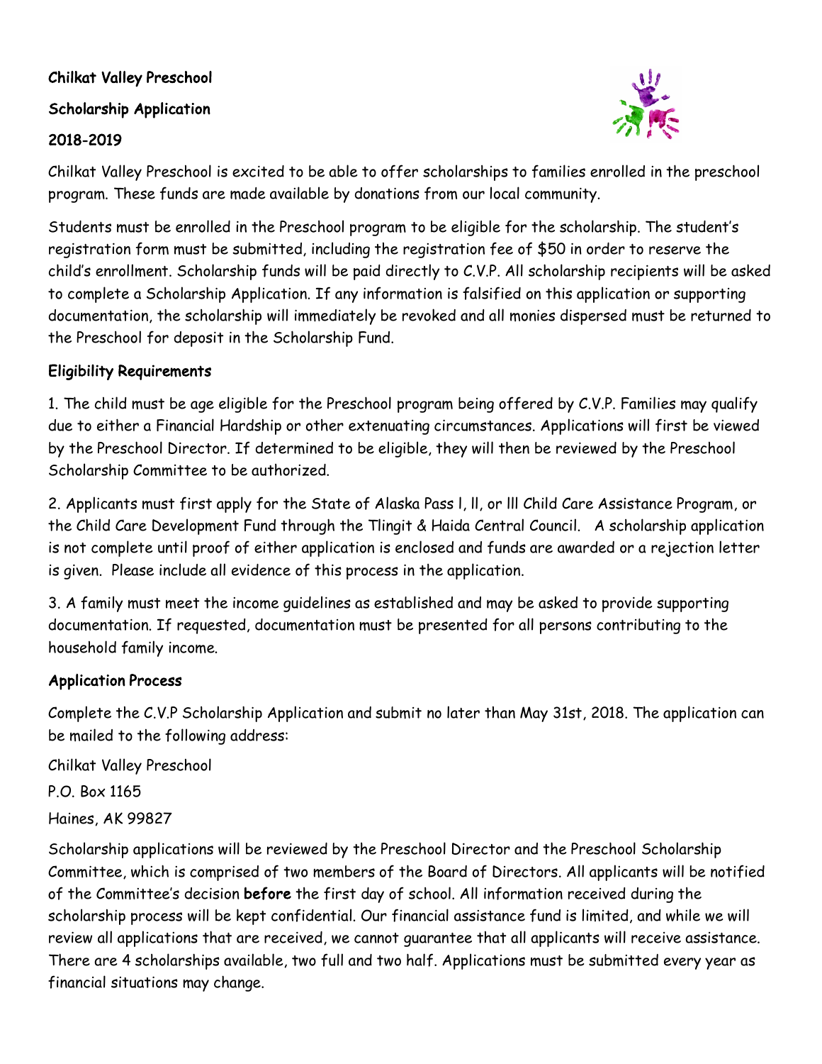**Chilkat Valley Preschool**

**Scholarship Application**

**2018-2019**

Chilkat Valley Preschool is excited to be able to offer scholarships to families enrolled in the preschool program. These funds are made available by donations from our local community.

Students must be enrolled in the Preschool program to be eligible for the scholarship. The student's registration form must be submitted, including the registration fee of $50 in order to reserve the child's enrollment. Scholarship funds will be paid directly to C.V.P. All scholarship recipients will be asked to complete a Scholarship Application. If any information is falsified on this application or supporting documentation, the scholarship will immediately be revoked and all monies dispersed must be returned to the Preschool for deposit in the Scholarship Fund.

## Eligibility Requirements

1. The child must be age eligible for the Preschool program being offered by C.V.P. Families may qualify due to either a Financial Hardship or other extenuating circumstances. Applications will first be viewed by the Preschool Director. If determined to be eligible, they will then be reviewed by the Preschool Scholarship Committee to be authorized.

2. Applicants must first apply for the State of Alaska Pass l, ll, or lll Child Care Assistance Program, or the Child Care Development Fund through the Tlingit & Haida Central Council. A scholarship application is not complete until proof of either application is enclosed and funds are awarded or a rejection letter is given. Please include all evidence of this process in the application.

3. A family must meet the income guidelines as established and may be asked to provide supporting documentation. If requested, documentation must be presented for all persons contributing to the household family income.

## Application Process

Complete the C.V.P Scholarship Application and submit no later than May 31st, 2018. The application can be mailed to the following address:

Chilkat Valley Preschool

P.O. Box 1165

Haines, AK 99827

Scholarship applications will be reviewed by the Preschool Director and the Preschool Scholarship Committee, which is comprised of two members of the Board of Directors. All applicants will be notified of the Committee's decision **before** the first day of school. All information received during the scholarship process will be kept confidential. Our financial assistance fund is limited, and while we will review all applications that are received, we cannot guarantee that all applicants will receive assistance. There are 4 scholarships available, two full and two half. Applications must be submitted every year as financial situations may change.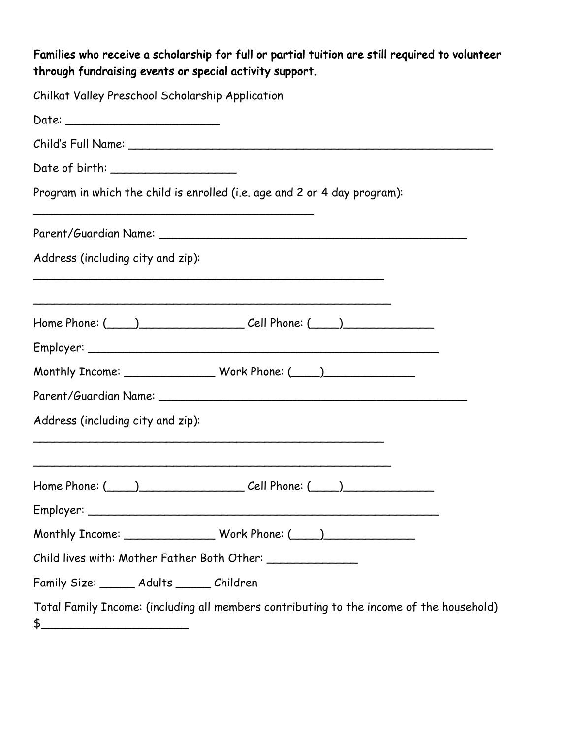**Families who receive a scholarship for full or partial tuition are still required to volunteer through fundraising events or special activity support.**

Chilkat Valley Preschool Scholarship Application

Date: ______________________

Child's Full Name: ____________________________________________________

Date of birth: __________________

Program in which the child is enrolled (i.e. age and 2 or 4 day program):

_________________________________________

Parent/Guardian Name: ____________________________________________

Address (including city and zip):

___________________________________________________

___________________________________________________

Home Phone: (____)_______________ Cell Phone: (____)_____________

Employer: ___________________________________________________

Monthly Income: _____________ Work Phone: (____)_____________

Parent/Guardian Name: ____________________________________________

Address (including city and zip):

___________________________________________________

___________________________________________________

Home Phone: (____)_______________ Cell Phone: (____)_____________

Employer: ___________________________________________________

Monthly Income: _____________ Work Phone: (____)_____________

Child lives with: Mother Father Both Other: _____________

Family Size: _____ Adults _____ Children

Total Family Income: (including all members contributing to the income of the household)
$_____________________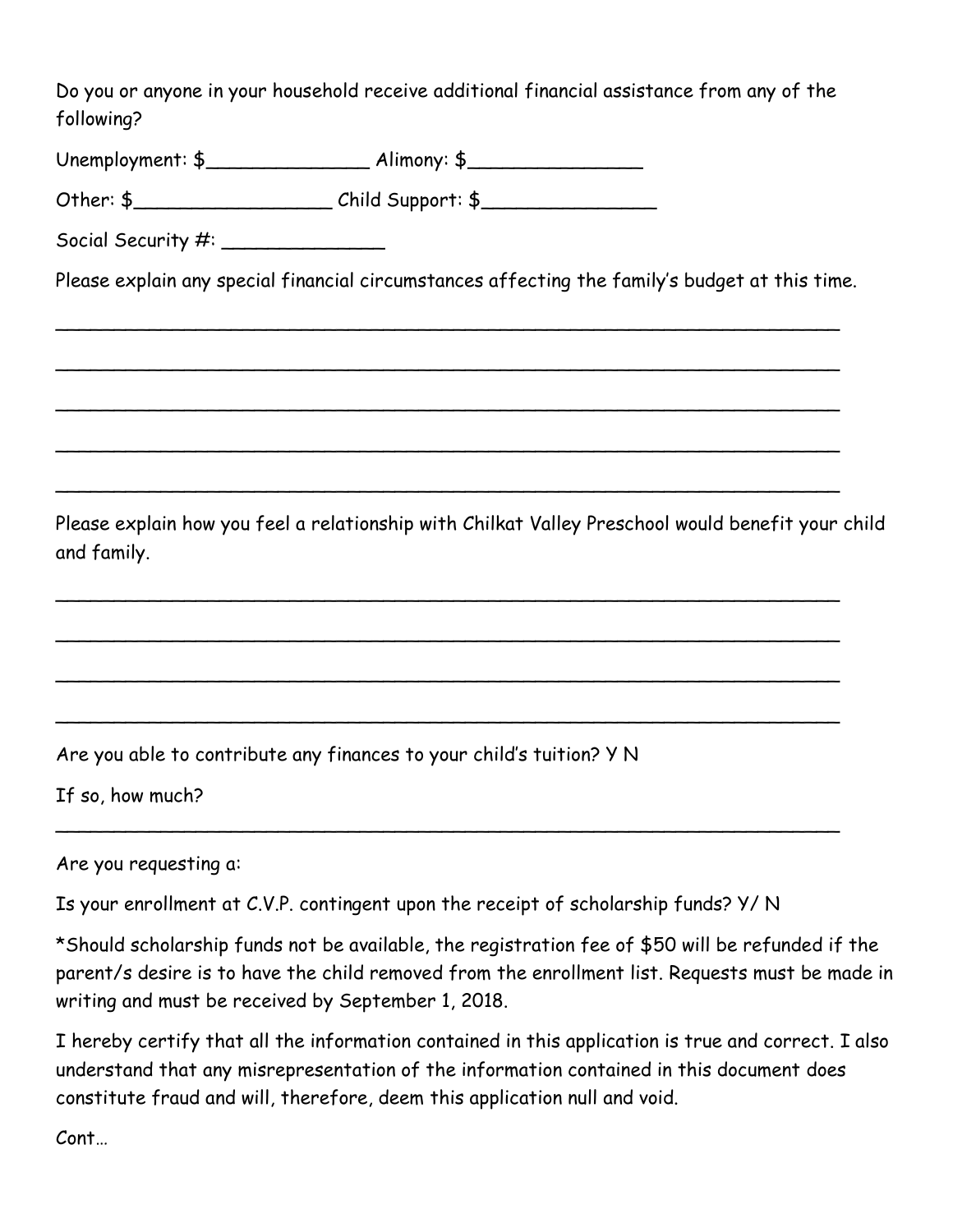Do you or anyone in your household receive additional financial assistance from any of the following?

Unemployment: $______________ Alimony: $_______________

Other: $_________________ Child Support: $_______________

Social Security #: ______________

Please explain any special financial circumstances affecting the family's budget at this time.

_______________________________________________________________________

_______________________________________________________________________

_______________________________________________________________________

_______________________________________________________________________

_______________________________________________________________________

Please explain how you feel a relationship with Chilkat Valley Preschool would benefit your child and family.

_______________________________________________________________________

_______________________________________________________________________

_______________________________________________________________________

_______________________________________________________________________

Are you able to contribute any finances to your child's tuition? Y N

If so, how much?

_______________________________________________________________________

Are you requesting a:

Is your enrollment at C.V.P. contingent upon the receipt of scholarship funds? Y/ N

*Should scholarship funds not be available, the registration fee of $50 will be refunded if the parent/s desire is to have the child removed from the enrollment list. Requests must be made in writing and must be received by September 1, 2018.

I hereby certify that all the information contained in this application is true and correct. I also understand that any misrepresentation of the information contained in this document does constitute fraud and will, therefore, deem this application null and void.

Cont…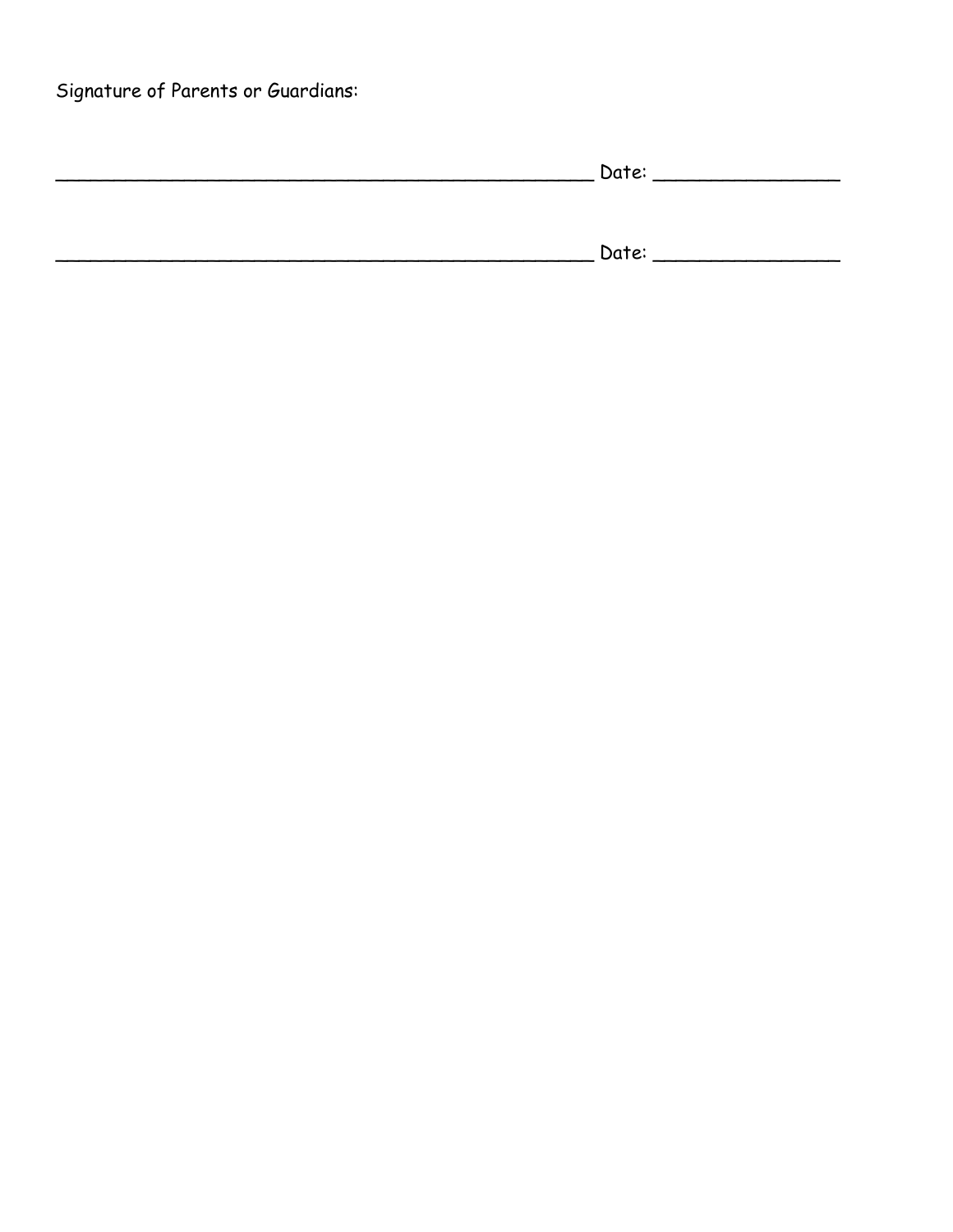Signature of Parents or Guardians:

_______________________________________________ Date: ________________

_______________________________________________ Date: ________________